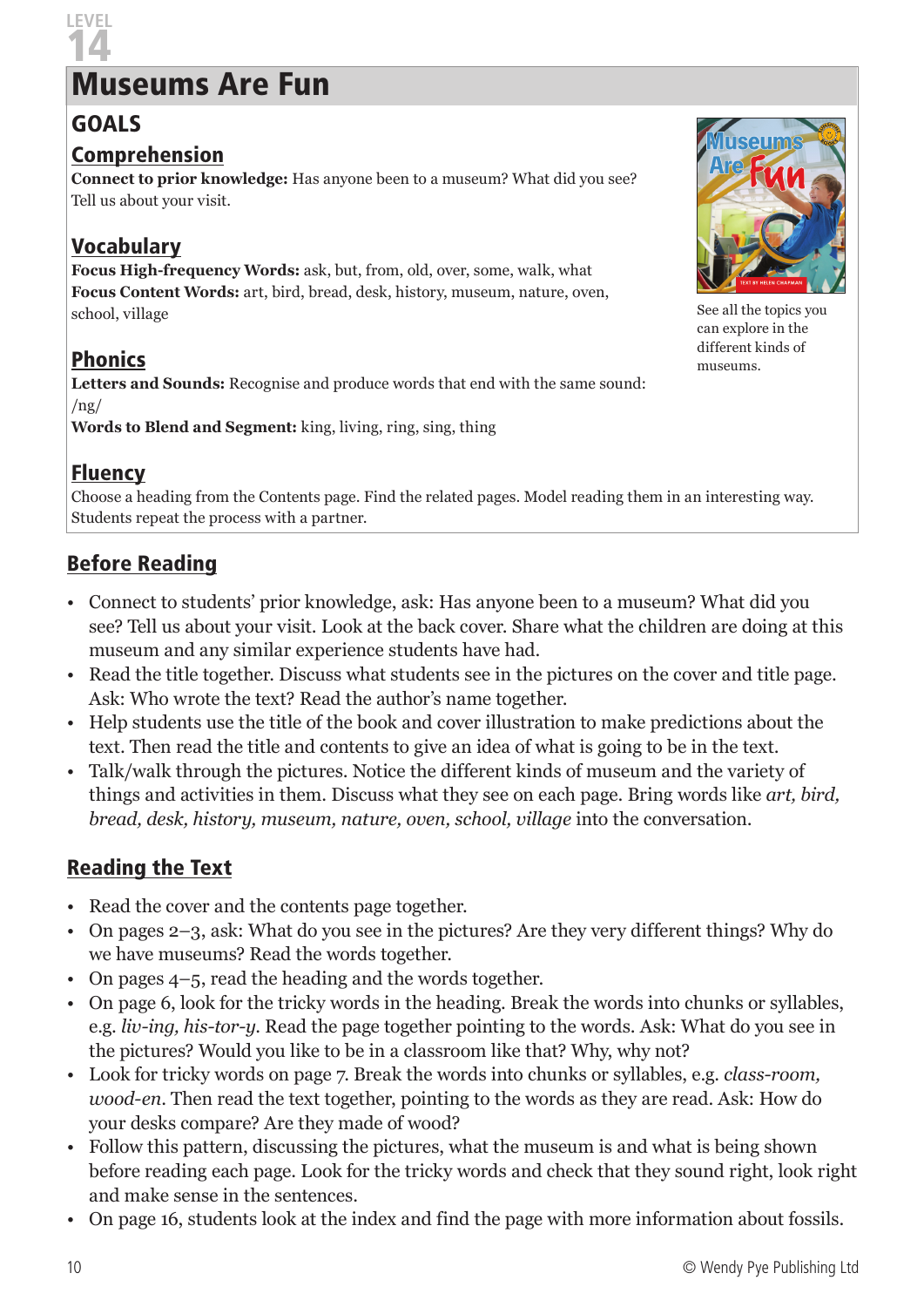LEVEL 14

# Museums Are Fun

## GOALS

### Comprehension

**Connect to prior knowledge:** Has anyone been to a museum? What did you see? Tell us about your visit.

### Vocabulary

**Focus High-frequency Words:** ask, but, from, old, over, some, walk, what
**Focus Content Words:** art, bird, bread, desk, history, museum, nature, oven, school, village

### Phonics

**Letters and Sounds:** Recognise and produce words that end with the same sound: /ng/
**Words to Blend and Segment:** king, living, ring, sing, thing

### Fluency

Choose a heading from the Contents page. Find the related pages. Model reading them in an interesting way. Students repeat the process with a partner.

See all the topics you can explore in the different kinds of museums.

## Before Reading

- Connect to students' prior knowledge, ask: Has anyone been to a museum? What did you see? Tell us about your visit. Look at the back cover. Share what the children are doing at this museum and any similar experience students have had.
- Read the title together. Discuss what students see in the pictures on the cover and title page. Ask: Who wrote the text? Read the author's name together.
- Help students use the title of the book and cover illustration to make predictions about the text. Then read the title and contents to give an idea of what is going to be in the text.
- Talk/walk through the pictures. Notice the different kinds of museum and the variety of things and activities in them. Discuss what they see on each page. Bring words like *art, bird, bread, desk, history, museum, nature, oven, school, village* into the conversation.

## Reading the Text

- Read the cover and the contents page together.
- On pages 2–3, ask: What do you see in the pictures? Are they very different things? Why do we have museums? Read the words together.
- On pages 4–5, read the heading and the words together.
- On page 6, look for the tricky words in the heading. Break the words into chunks or syllables, e.g. *liv-ing, his-tor-y*. Read the page together pointing to the words. Ask: What do you see in the pictures? Would you like to be in a classroom like that? Why, why not?
- Look for tricky words on page 7. Break the words into chunks or syllables, e.g. *class-room, wood-en*. Then read the text together, pointing to the words as they are read. Ask: How do your desks compare? Are they made of wood?
- Follow this pattern, discussing the pictures, what the museum is and what is being shown before reading each page. Look for the tricky words and check that they sound right, look right and make sense in the sentences.
- On page 16, students look at the index and find the page with more information about fossils.

© Wendy Pye Publishing Ltd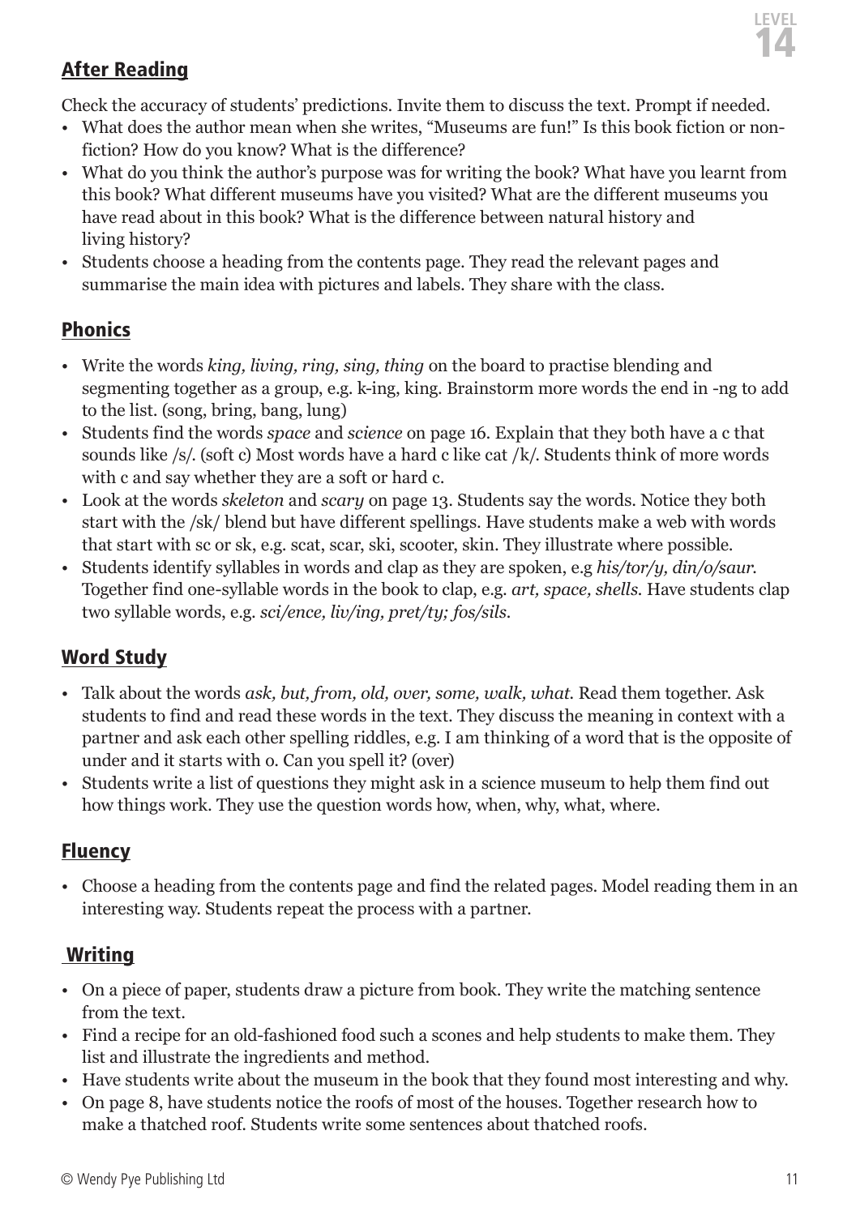## After Reading

Check the accuracy of students' predictions. Invite them to discuss the text. Prompt if needed.

- What does the author mean when she writes, "Museums are fun!" Is this book fiction or non-fiction? How do you know? What is the difference?
- What do you think the author's purpose was for writing the book? What have you learnt from this book? What different museums have you visited? What are the different museums you have read about in this book? What is the difference between natural history and living history?
- Students choose a heading from the contents page. They read the relevant pages and summarise the main idea with pictures and labels. They share with the class.

## Phonics

- Write the words *king, living, ring, sing, thing* on the board to practise blending and segmenting together as a group, e.g. k-ing, king. Brainstorm more words the end in -ng to add to the list. (song, bring, bang, lung)
- Students find the words *space* and *science* on page 16. Explain that they both have a c that sounds like /s/. (soft c) Most words have a hard c like cat /k/. Students think of more words with c and say whether they are a soft or hard c.
- Look at the words *skeleton* and *scary* on page 13. Students say the words. Notice they both start with the /sk/ blend but have different spellings. Have students make a web with words that start with sc or sk, e.g. scat, scar, ski, scooter, skin. They illustrate where possible.
- Students identify syllables in words and clap as they are spoken, e.g *his/tor/y, din/o/saur*. Together find one-syllable words in the book to clap, e.g. *art, space, shells*. Have students clap two syllable words, e.g. *sci/ence, liv/ing, pret/ty; fos/sils*.

## Word Study

- Talk about the words *ask, but, from, old, over, some, walk, what*. Read them together. Ask students to find and read these words in the text. They discuss the meaning in context with a partner and ask each other spelling riddles, e.g. I am thinking of a word that is the opposite of under and it starts with o. Can you spell it? (over)
- Students write a list of questions they might ask in a science museum to help them find out how things work. They use the question words how, when, why, what, where.

## Fluency

- Choose a heading from the contents page and find the related pages. Model reading them in an interesting way. Students repeat the process with a partner.

## Writing

- On a piece of paper, students draw a picture from book. They write the matching sentence from the text.
- Find a recipe for an old-fashioned food such a scones and help students to make them. They list and illustrate the ingredients and method.
- Have students write about the museum in the book that they found most interesting and why.
- On page 8, have students notice the roofs of most of the houses. Together research how to make a thatched roof. Students write some sentences about thatched roofs.